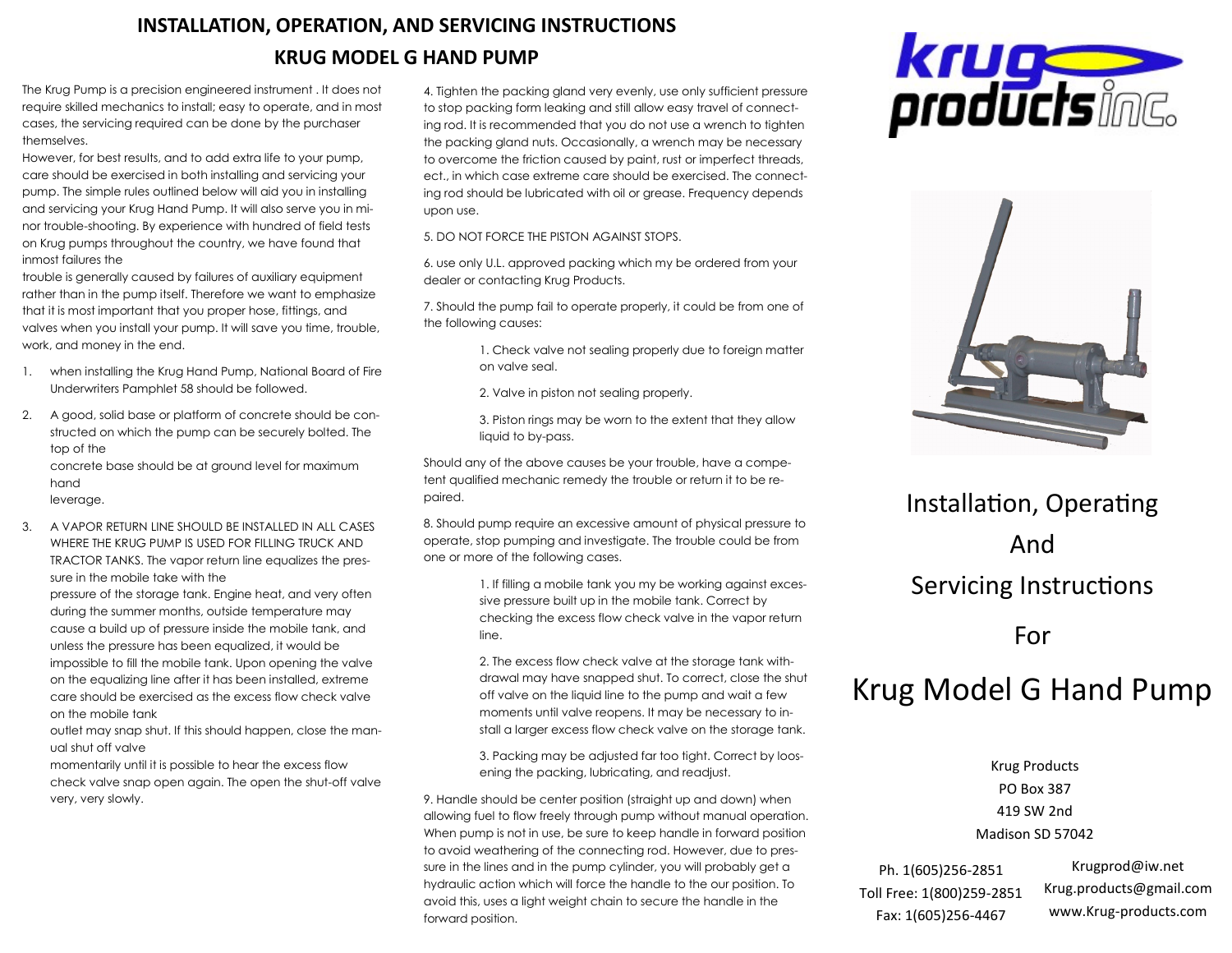# INSTALLATION, OPERATION, AND SERVICING INSTRUCTIONS

## KRUG MODEL G HAND PUMP

The Krug Pump is a precision engineered instrument . It does not require skilled mechanics to install; easy to operate, and in most cases, the servicing required can be done by the purchaser themselves.

However, for best results, and to add extra life to your pump, care should be exercised in both installing and servicing your pump. The simple rules outlined below will aid you in installing and servicing your Krug Hand Pump. It will also serve you in minor trouble-shooting. By experience with hundred of field tests on Krug pumps throughout the country, we have found that inmost failures the trouble is generally caused by failures of auxiliary equipment rather than in the pump itself. Therefore we want to emphasize that it is most important that you proper hose, fittings, and valves when you install your pump. It will save you time, trouble, work, and money in the end.

1. when installing the Krug Hand Pump, National Board of Fire Underwriters Pamphlet 58 should be followed.
2. A good, solid base or platform of concrete should be constructed on which the pump can be securely bolted. The top of the concrete base should be at ground level for maximum hand leverage.
3. A VAPOR RETURN LINE SHOULD BE INSTALLED IN ALL CASES WHERE THE KRUG PUMP IS USED FOR FILLING TRUCK AND TRACTOR TANKS. The vapor return line equalizes the pressure in the mobile take with the pressure of the storage tank. Engine heat, and very often during the summer months, outside temperature may cause a build up of pressure inside the mobile tank, and unless the pressure has been equalized, it would be impossible to fill the mobile tank. Upon opening the valve on the equalizing line after it has been installed, extreme care should be exercised as the excess flow check valve on the mobile tank outlet may snap shut. If this should happen, close the manual shut off valve momentarily until it is possible to hear the excess flow check valve snap open again. The open the shut-off valve very, very slowly.

4. Tighten the packing gland very evenly, use only sufficient pressure to stop packing form leaking and still allow easy travel of connecting rod. It is recommended that you do not use a wrench to tighten the packing gland nuts. Occasionally, a wrench may be necessary to overcome the friction caused by paint, rust or imperfect threads, ect., in which case extreme care should be exercised. The connecting rod should be lubricated with oil or grease. Frequency depends upon use.

5. DO NOT FORCE THE PISTON AGAINST STOPS.

6. use only U.L. approved packing which my be ordered from your dealer or contacting Krug Products.

7. Should the pump fail to operate properly, it could be from one of the following causes:

   1. Check valve not sealing properly due to foreign matter on valve seal.
   2. Valve in piston not sealing properly.
   3. Piston rings may be worn to the extent that they allow liquid to by-pass.

Should any of the above causes be your trouble, have a competent qualified mechanic remedy the trouble or return it to be repaired.

8. Should pump require an excessive amount of physical pressure to operate, stop pumping and investigate. The trouble could be from one or more of the following cases.

   1. If filling a mobile tank you my be working against excessive pressure built up in the mobile tank. Correct by checking the excess flow check valve in the vapor return line.
   2. The excess flow check valve at the storage tank withdrawal may have snapped shut. To correct, close the shut off valve on the liquid line to the pump and wait a few moments until valve reopens. It may be necessary to install a larger excess flow check valve on the storage tank.
   3. Packing may be adjusted far too tight. Correct by loosening the packing, lubricating, and readjust.

9. Handle should be center position (straight up and down) when allowing fuel to flow freely through pump without manual operation. When pump is not in use, be sure to keep handle in forward position to avoid weathering of the connecting rod. However, due to pressure in the lines and in the pump cylinder, you will probably get a hydraulic action which will force the handle to the our position. To avoid this, uses a light weight chain to secure the handle in the forward position.

krug products inc.

# Installation, Operating And Servicing Instructions For Krug Model G Hand Pump

Krug Products
PO Box 387
419 SW 2nd
Madison SD 57042

Ph. 1(605)256-2851
Toll Free: 1(800)259-2851
Fax: 1(605)256-4467

Krugprod@iw.net
Krug.products@gmail.com
www.Krug-products.com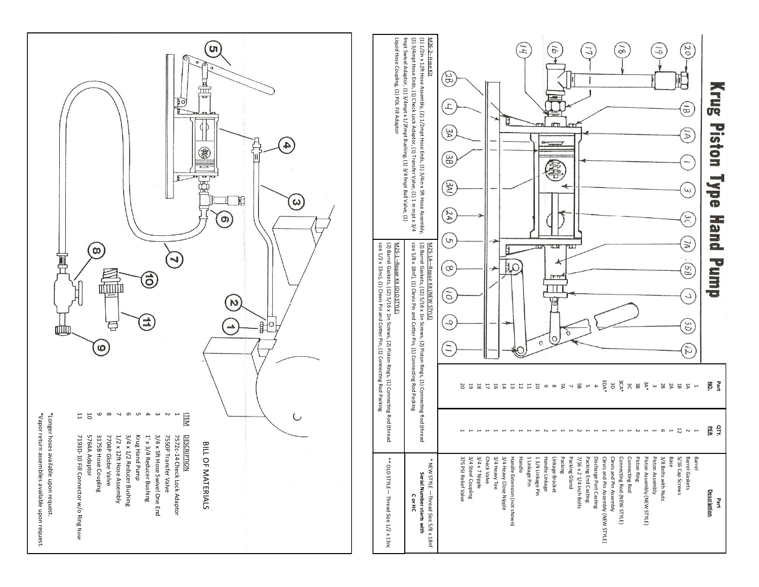# Krug Piston Type Hand Pump

| Part NO. | QTY. PER | Part Description |
|---|---|---|
| 1 | 1 | Barrel |
| 1A | 2 | Barrel Gaskets |
| 1B | 12 | 5/16 Cap Screws |
| 2A | 1 | Base |
| 2B | 6 | 3/8 Bolts with Nuts |
| 3 | 1 | Piston Assembly |
| 3A* | 1 | Piston Assembly (NEW STYLE) |
| 3B | 2 | Piston Ring |
| 3C | 1 | Connecting Rod |
| 3CA* | 1 | Connecting Rod (NEW STYLE) |
| 3D | 1 | Clevis and Pin Assembly |
| 3DA* | 1 | Clevis and Pin Assembly (NEW STYLE) |
| 4 | 1 | Discharge Port Casting |
| 5 | 1 | Packing End Casting |
| 5B | 2 | 7/16 x 2 1/4 Inch Bolts |
| 7 | 1 | Packing Gland |
| 7A | 1 | Packing |
| 8 | 1 | Linkage Bracket |
| 9 | 2 | Handle Linkage |
| 10 | 1 | 1 3/4 Linkage Pin |
| 11 | 1 | 1 Linkage Pin |
| 12 | 1 | Handle |
| 13 | 1 | Handle Extension (not shown) |
| 14 | 1 | 3/4 Heavy Close Nipple |
| 16 | 1 | 3/4 Heavy Tee |
| 17 | 1 | Check Valve |
| 18 | 1 | 3/4 x 7 Nipple |
| 19 | 1 | 3/4 Steel Coupling |
| 20 | 1 | 375 PSI Relief Valve |

\* NEW STYLE – Thread Size 5/8 x 18nf
**Serial Number starts with C or HC**

\*\* OLD STYLE – Thread Size 1/2 x 13nc

M25-1A—Repair Kit (NEW STYLE)
(2) Barrel Gaskets, (12) 5/16 x 1in Screws, (2) Piston Rings, (1) Connecting Rod (thread size 5/8 x 18nf), (1) Clevis Pin and Cotter Pin, (1) Connecting Rod Packing

M25-1 —Repair Kit (OLD STYLE)
(2) Barrel Gaskets, (12) 5/16 x 1in Screws, (2) Piston Rings, (1) Connecting Rod (thread size 1/2 x 13nc), (1) Clevis Pin and Cotter Pin, (1) Connecting Rod Packing

M26-2—Hose Kit
(1) 1/2in x 12ft Hose Assembly, (2) 1/2mpt Hose Ends, (1) 3/4in x 5ft Hose Assembly, (2) 3/4mpt Hose Ends, (1) Check Lock Adaptor, (1) Transfer Valve, (1) 1 in mpt x 3/4 fmpt Swivel Adaptor, (1) 3/4mpt x 1/2mpt Bushing, (1) 3/4 fmpt Ball Valve, (1) Liquid Hose Coupling, (1) POL Fill Adaptor

## BILL OF MATERIALS

| ITEM | DESCRIPTION |
|---|---|
| 1 | 7572c-14 Check Lock Adaptor |
| 2 | 7550P Transfer Valve |
| 3 | 3/4 x 5ft Hose Swivel One End |
| 4 | 1" x 3/4 Reducer Bushing |
| 5 | Krug Hand Pump |
| 6 | 3/4 x 1/2 Reducer Bushing |
| 7 | 1/2 x 12ft Hose Assembly |
| 8 | 7704P Globe Valve |
| 9 | 3175B Hose Coupling |
| 10 | 5764A Adaptor |
| 11 | 7193D-10 Fill Connector w/o Ring Nose |

\*Longer hoses available upon request.
\*Vapor return assemblies available upon request.